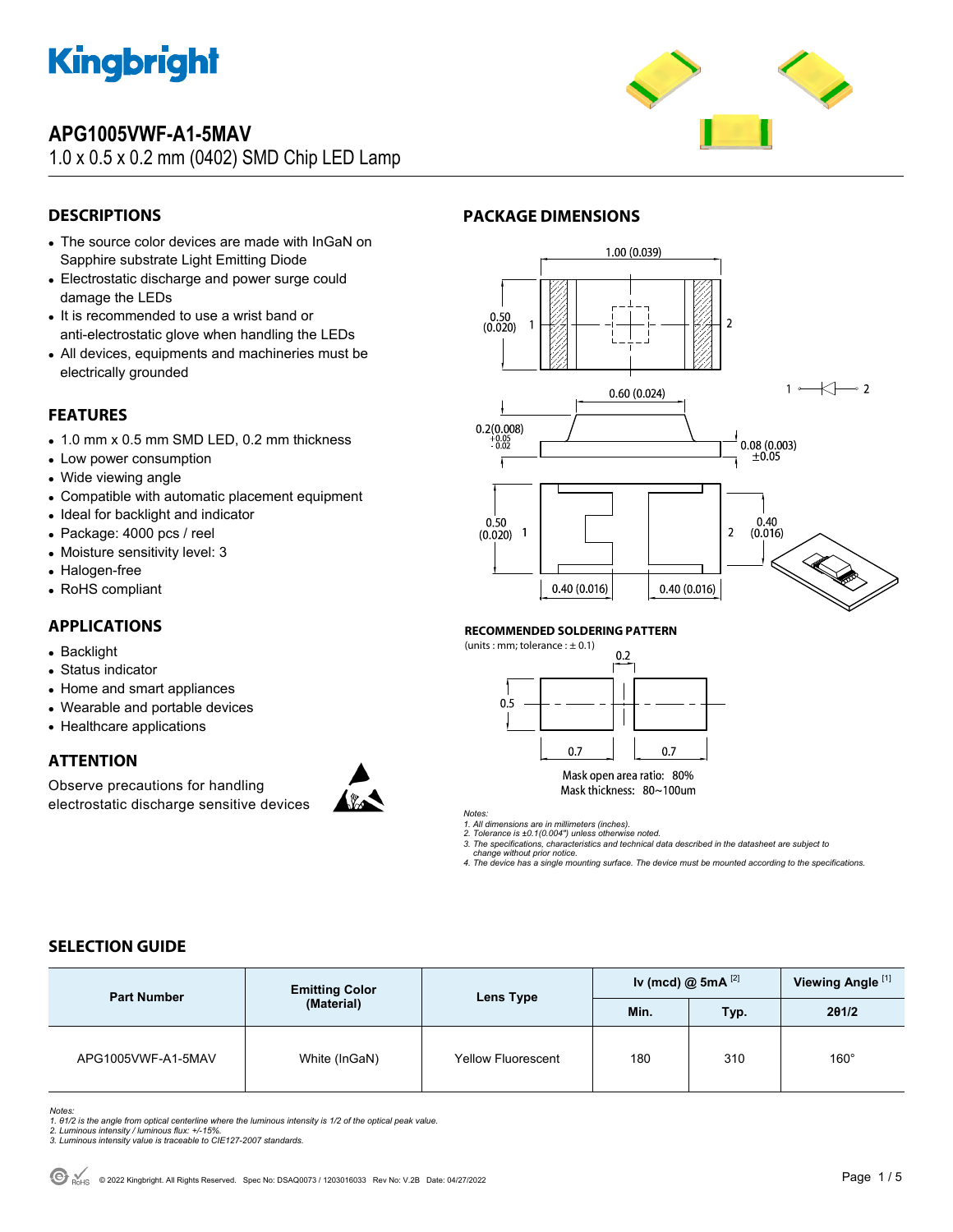# APG1005VWF-A1-5MAV

1.0 x 0.5 x 0.2 mm (0402) SMD Chip LED Lamp

## DESCRIPTIONS

- The source color devices are made with InGaN on Sapphire substrate Light Emitting Diode
- Electrostatic discharge and power surge could damage the LEDs
- It is recommended to use a wrist band or anti-electrostatic glove when handling the LEDs
- All devices, equipments and machineries must be electrically grounded

## FEATURES

- 1.0 mm x 0.5 mm SMD LED, 0.2 mm thickness
- Low power consumption
- Wide viewing angle
- Compatible with automatic placement equipment
- Ideal for backlight and indicator
- Package: 4000 pcs / reel
- Moisture sensitivity level: 3
- Halogen-free
- RoHS compliant

## APPLICATIONS

- Backlight
- Status indicator
- Home and smart appliances
- Wearable and portable devices
- Healthcare applications

## ATTENTION

Observe precautions for handling electrostatic discharge sensitive devices

## PACKAGE DIMENSIONS

### RECOMMENDED SOLDERING PATTERN

(units : mm; tolerance : ± 0.1)

Mask open area ratio: 80%
Mask thickness: 80~100um

*Notes:*
1. *All dimensions are in millimeters (inches).*
2. *Tolerance is ±0.1(0.004") unless otherwise noted.*
3. *The specifications, characteristics and technical data described in the datasheet are subject to change without prior notice.*
4. *The device has a single mounting surface. The device must be mounted according to the specifications.*

## SELECTION GUIDE

| Part Number | Emitting Color (Material) | Lens Type | Iv (mcd) @ 5mA [2] | | Viewing Angle [1] |
|---|---|---|---|---|---|
| | | | Min. | Typ. | 2θ1/2 |
| APG1005VWF-A1-5MAV | White (InGaN) | Yellow Fluorescent | 180 | 310 | 160° |

*Notes:*
1. *θ1/2 is the angle from optical centerline where the luminous intensity is 1/2 of the optical peak value.*
2. *Luminous intensity / luminous flux: +/-15%.*
3. *Luminous intensity value is traceable to CIE127-2007 standards.*

© 2022 Kingbright. All Rights Reserved. Spec No: DSAQ0073 / 1203016033 Rev No: V.2B Date: 04/27/2022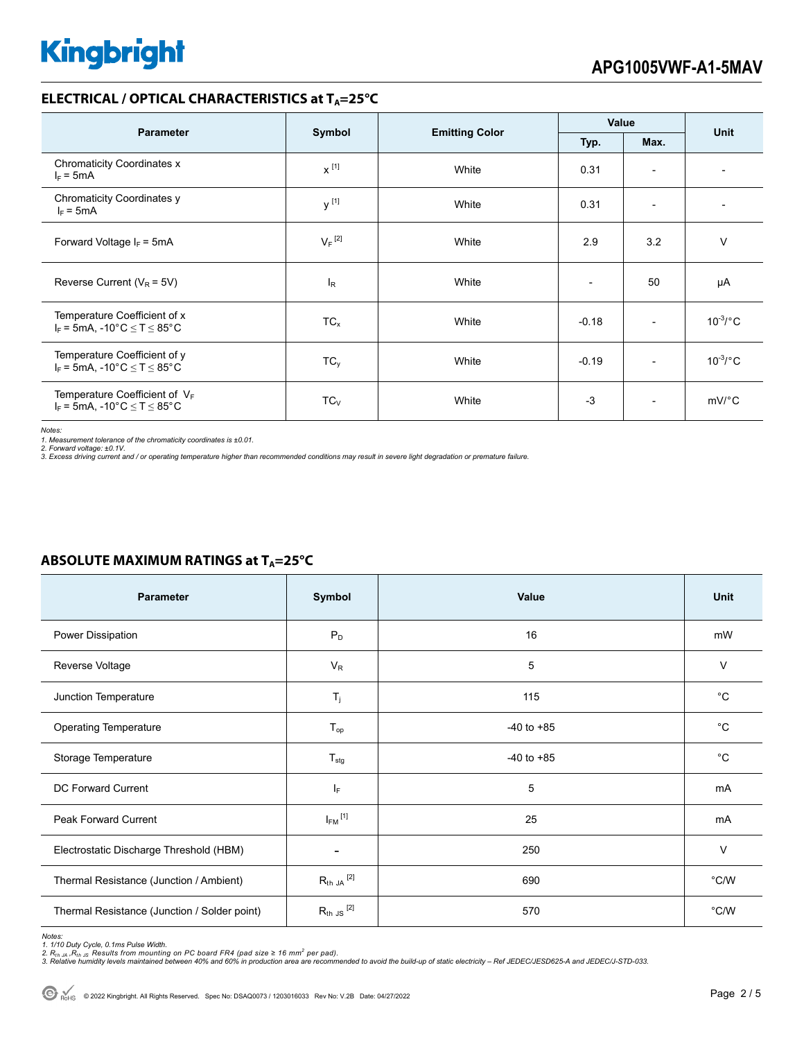## ELECTRICAL / OPTICAL CHARACTERISTICS at $T_A$=25°C

| Parameter | Symbol | Emitting Color | Value | | Unit |
|---|---|---|---|---|---|
| | | | Typ. | Max. | |
| Chromaticity Coordinates x $I_F$ = 5mA | x [1] | White | 0.31 | - | - |
| Chromaticity Coordinates y $I_F$ = 5mA | y [1] | White | 0.31 | - | - |
| Forward Voltage $I_F$ = 5mA | $V_F$ [2] | White | 2.9 | 3.2 | V |
| Reverse Current ($V_R$ = 5V) | $I_R$ | White | - | 50 | μA |
| Temperature Coefficient of x $I_F$ = 5mA, -10°C ≤ T ≤ 85°C | $TC_x$ | White | -0.18 | - | $10^{-3}$/°C |
| Temperature Coefficient of y $I_F$ = 5mA, -10°C ≤ T ≤ 85°C | $TC_y$ | White | -0.19 | - | $10^{-3}$/°C |
| Temperature Coefficient of $V_F$ $I_F$ = 5mA, -10°C ≤ T ≤ 85°C | $TC_V$ | White | -3 | - | mV/°C |

*Notes:*
*1. Measurement tolerance of the chromaticity coordinates is ±0.01.*
*2. Forward voltage: ±0.1V.*
*3. Excess driving current and / or operating temperature higher than recommended conditions may result in severe light degradation or premature failure.*

## ABSOLUTE MAXIMUM RATINGS at $T_A$=25°C

| Parameter | Symbol | Value | Unit |
|---|---|---|---|
| Power Dissipation | $P_D$ | 16 | mW |
| Reverse Voltage | $V_R$ | 5 | V |
| Junction Temperature | $T_j$ | 115 | °C |
| Operating Temperature | $T_{op}$ | -40 to +85 | °C |
| Storage Temperature | $T_{stg}$ | -40 to +85 | °C |
| DC Forward Current | $I_F$ | 5 | mA |
| Peak Forward Current | $I_{FM}$ [1] | 25 | mA |
| Electrostatic Discharge Threshold (HBM) | - | 250 | V |
| Thermal Resistance (Junction / Ambient) | $R_{th\ JA}$ [2] | 690 | °C/W |
| Thermal Resistance (Junction / Solder point) | $R_{th\ JS}$ [2] | 570 | °C/W |

*Notes:*
*1. 1/10 Duty Cycle, 0.1ms Pulse Width.*
*2. $R_{th\ JA}$, $R_{th\ JS}$ Results from mounting on PC board FR4 (pad size ≥ 16 $mm^2$ per pad).*
*3. Relative humidity levels maintained between 40% and 60% in production area are recommended to avoid the build-up of static electricity – Ref JEDEC/JESD625-A and JEDEC/J-STD-033.*

© 2022 Kingbright. All Rights Reserved. Spec No: DSAQ0073 / 1203016033 Rev No: V.2B Date: 04/27/2022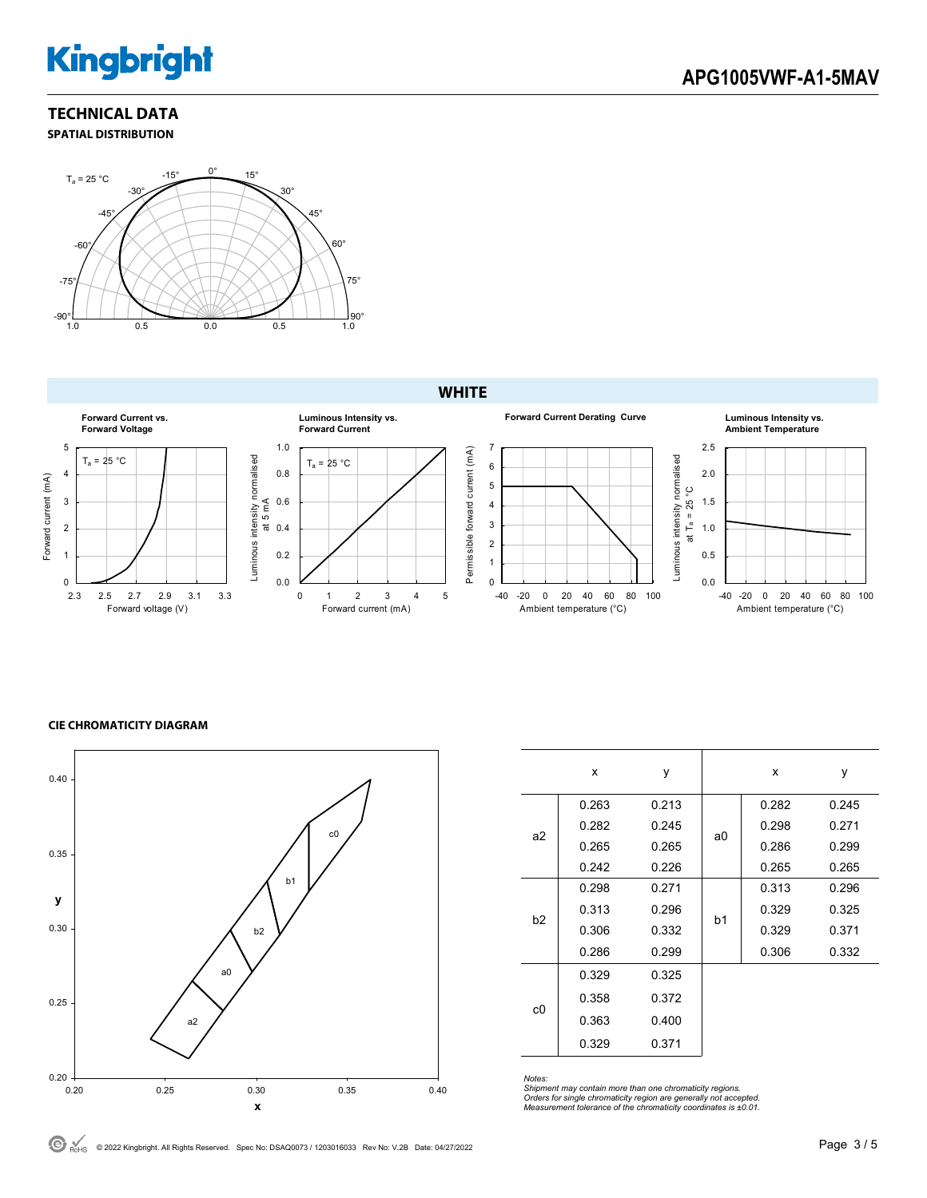## TECHNICAL DATA

### SPATIAL DISTRIBUTION

$T_a$ = 25 °C

### WHITE

**Forward Current vs. Forward Voltage**

**Luminous Intensity vs. Forward Current**

**Forward Current Derating Curve**

**Luminous Intensity vs. Ambient Temperature**

### CIE CHROMATICITY DIAGRAM

| | x | y | | x | y |
|---|---|---|---|---|---|
| a2 | 0.263 | 0.213 | a0 | 0.282 | 0.245 |
| | 0.282 | 0.245 | | 0.298 | 0.271 |
| | 0.265 | 0.265 | | 0.286 | 0.299 |
| | 0.242 | 0.226 | | 0.265 | 0.265 |
| b2 | 0.298 | 0.271 | b1 | 0.313 | 0.296 |
| | 0.313 | 0.296 | | 0.329 | 0.325 |
| | 0.306 | 0.332 | | 0.329 | 0.371 |
| | 0.286 | 0.299 | | 0.306 | 0.332 |
| c0 | 0.329 | 0.325 | | | |
| | 0.358 | 0.372 | | | |
| | 0.363 | 0.400 | | | |
| | 0.329 | 0.371 | | | |

*Notes:*
*Shipment may contain more than one chromaticity regions.*
*Orders for single chromaticity region are generally not accepted.*
*Measurement tolerance of the chromaticity coordinates is ±0.01.*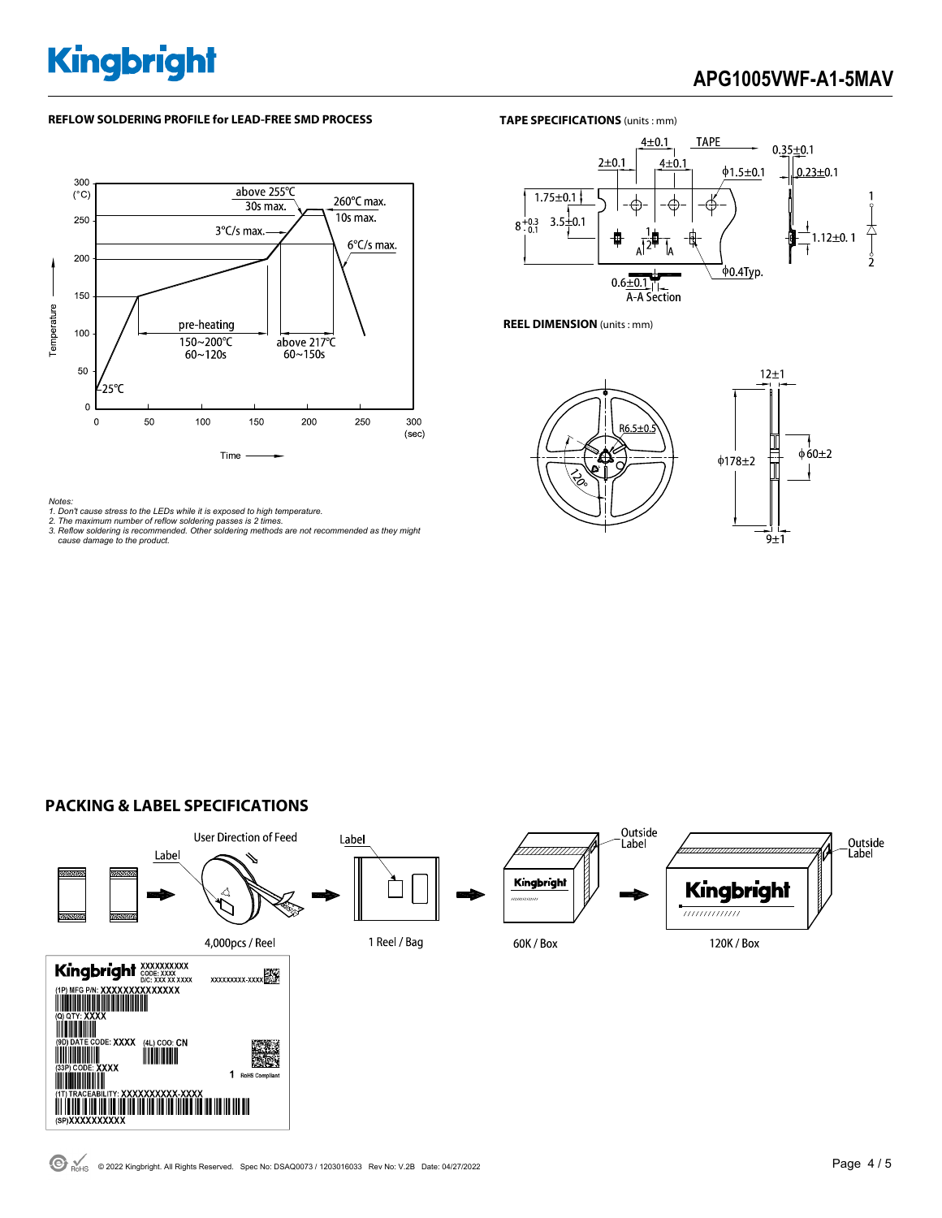## REFLOW SOLDERING PROFILE for LEAD-FREE SMD PROCESS

Notes:

1. Don't cause stress to the LEDs while it is exposed to high temperature.
2. The maximum number of reflow soldering passes is 2 times.
3. Reflow soldering is recommended. Other soldering methods are not recommended as they might cause damage to the product.

## TAPE SPECIFICATIONS (units : mm)

## REEL DIMENSION (units : mm)

## PACKING & LABEL SPECIFICATIONS

4,000pcs / Reel

1 Reel / Bag

60K / Box

120K / Box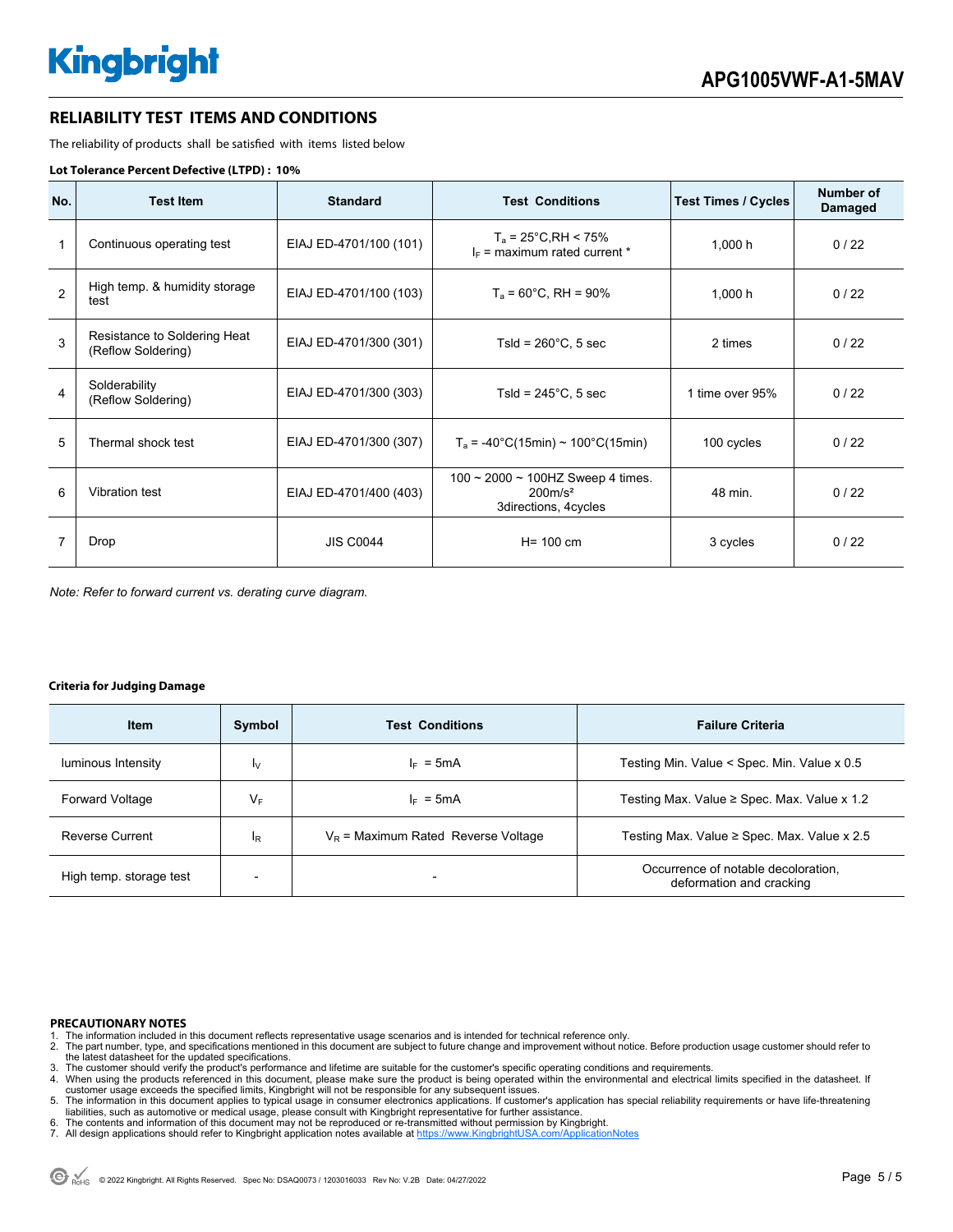## RELIABILITY TEST ITEMS AND CONDITIONS

The reliability of products shall be satisfied with items listed below

**Lot Tolerance Percent Defective (LTPD) : 10%**

| No. | Test Item | Standard | Test Conditions | Test Times / Cycles | Number of Damaged |
|---|---|---|---|---|---|
| 1 | Continuous operating test | EIAJ ED-4701/100 (101) | $T_a$ = 25°C,RH < 75%<br>$I_F$ = maximum rated current * | 1,000 h | 0 / 22 |
| 2 | High temp. & humidity storage test | EIAJ ED-4701/100 (103) | $T_a$ = 60°C, RH = 90% | 1,000 h | 0 / 22 |
| 3 | Resistance to Soldering Heat (Reflow Soldering) | EIAJ ED-4701/300 (301) | Tsld = 260°C, 5 sec | 2 times | 0 / 22 |
| 4 | Solderability (Reflow Soldering) | EIAJ ED-4701/300 (303) | Tsld = 245°C, 5 sec | 1 time over 95% | 0 / 22 |
| 5 | Thermal shock test | EIAJ ED-4701/300 (307) | $T_a$ = -40°C(15min) ~ 100°C(15min) | 100 cycles | 0 / 22 |
| 6 | Vibration test | EIAJ ED-4701/400 (403) | 100 ~ 2000 ~ 100HZ Sweep 4 times.<br>200m/s²<br>3directions, 4cycles | 48 min. | 0 / 22 |
| 7 | Drop | JIS C0044 | H= 100 cm | 3 cycles | 0 / 22 |

*Note: Refer to forward current vs. derating curve diagram.*

**Criteria for Judging Damage**

| Item | Symbol | Test Conditions | Failure Criteria |
|---|---|---|---|
| luminous Intensity | $I_V$ | $I_F$ = 5mA | Testing Min. Value < Spec. Min. Value x 0.5 |
| Forward Voltage | $V_F$ | $I_F$ = 5mA | Testing Max. Value ≥ Spec. Max. Value x 1.2 |
| Reverse Current | $I_R$ | $V_R$ = Maximum Rated Reverse Voltage | Testing Max. Value ≥ Spec. Max. Value x 2.5 |
| High temp. storage test | - | - | Occurrence of notable decoloration, deformation and cracking |

**PRECAUTIONARY NOTES**

1. The information included in this document reflects representative usage scenarios and is intended for technical reference only.
2. The part number, type, and specifications mentioned in this document are subject to future change and improvement without notice. Before production usage customer should refer to the latest datasheet for the updated specifications.
3. The customer should verify the product's performance and lifetime are suitable for the customer's specific operating conditions and requirements.
4. When using the products referenced in this document, please make sure the product is being operated within the environmental and electrical limits specified in the datasheet. If customer usage exceeds the specified limits, Kingbright will not be responsible for any subsequent issues.
5. The information in this document applies to typical usage in consumer electronics applications. If customer's application has special reliability requirements or have life-threatening liabilities, such as automotive or medical usage, please consult with Kingbright representative for further assistance.
6. The contents and information of this document may not be reproduced or re-transmitted without permission by Kingbright.
7. All design applications should refer to Kingbright application notes available at https://www.KingbrightUSA.com/ApplicationNotes

© 2022 Kingbright. All Rights Reserved. Spec No: DSAQ0073 / 1203016033 Rev No: V.2B Date: 04/27/2022